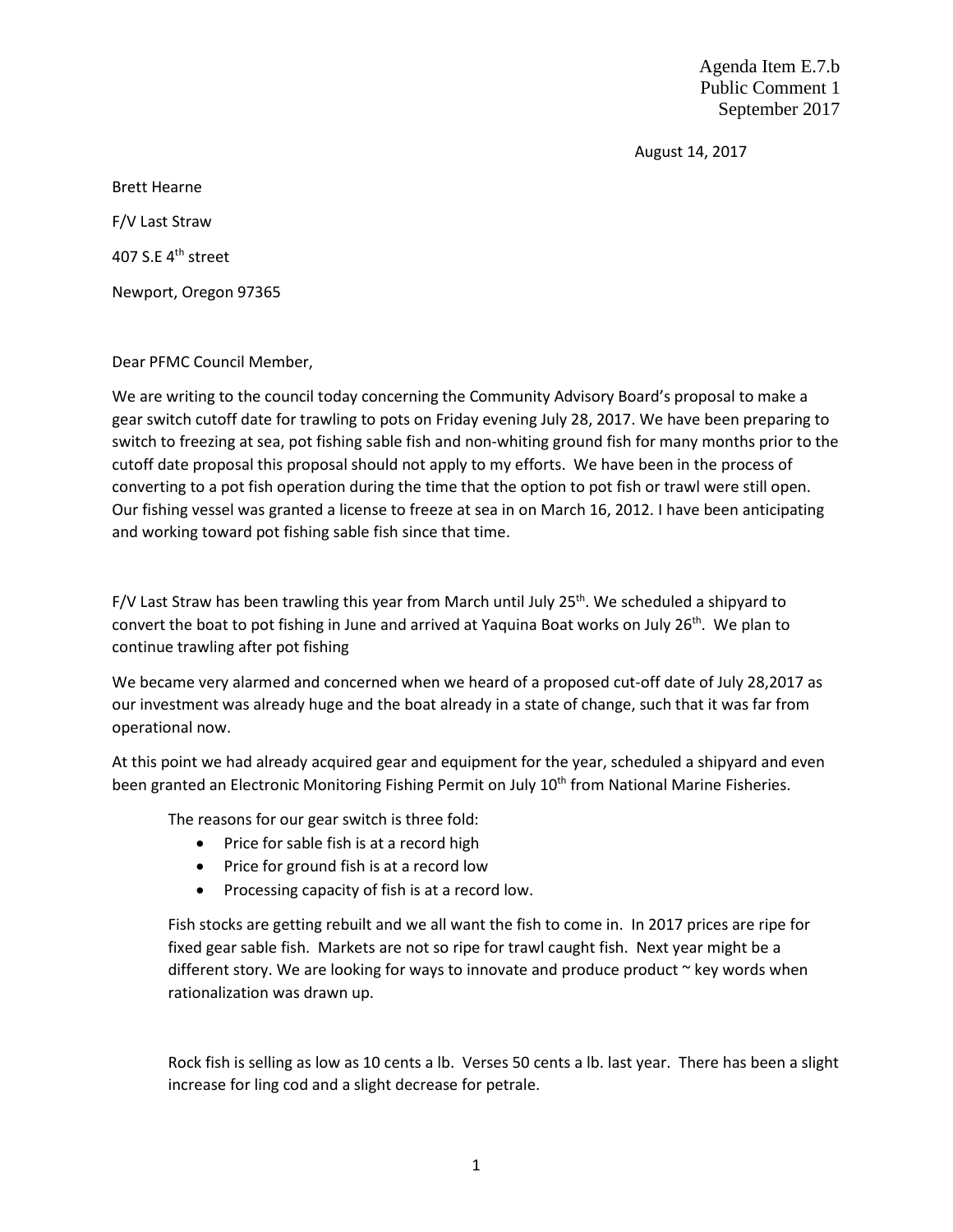Agenda Item E.7.b
Public Comment 1
September 2017

August 14, 2017

Brett Hearne

F/V Last Straw

407 S.E 4th street

Newport, Oregon 97365

Dear PFMC Council Member,

We are writing to the council today concerning the Community Advisory Board's proposal to make a gear switch cutoff date for trawling to pots on Friday evening July 28, 2017. We have been preparing to switch to freezing at sea, pot fishing sable fish and non-whiting ground fish for many months prior to the cutoff date proposal this proposal should not apply to my efforts. We have been in the process of converting to a pot fish operation during the time that the option to pot fish or trawl were still open. Our fishing vessel was granted a license to freeze at sea in on March 16, 2012. I have been anticipating and working toward pot fishing sable fish since that time.

F/V Last Straw has been trawling this year from March until July 25th. We scheduled a shipyard to convert the boat to pot fishing in June and arrived at Yaquina Boat works on July 26th. We plan to continue trawling after pot fishing

We became very alarmed and concerned when we heard of a proposed cut-off date of July 28,2017 as our investment was already huge and the boat already in a state of change, such that it was far from operational now.

At this point we had already acquired gear and equipment for the year, scheduled a shipyard and even been granted an Electronic Monitoring Fishing Permit on July 10th from National Marine Fisheries.

The reasons for our gear switch is three fold:

- Price for sable fish is at a record high
- Price for ground fish is at a record low
- Processing capacity of fish is at a record low.

Fish stocks are getting rebuilt and we all want the fish to come in. In 2017 prices are ripe for fixed gear sable fish. Markets are not so ripe for trawl caught fish. Next year might be a different story. We are looking for ways to innovate and produce product ~ key words when rationalization was drawn up.

Rock fish is selling as low as 10 cents a lb. Verses 50 cents a lb. last year. There has been a slight increase for ling cod and a slight decrease for petrale.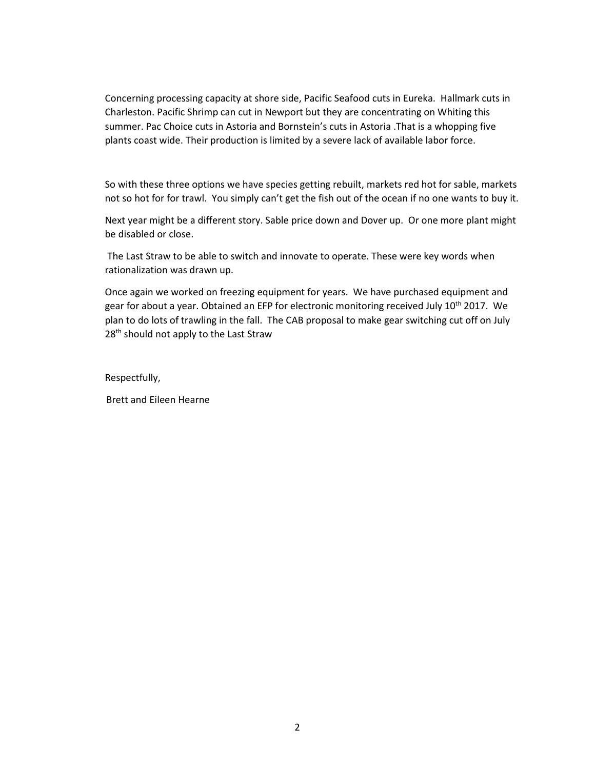Concerning processing capacity at shore side, Pacific Seafood cuts in Eureka. Hallmark cuts in Charleston. Pacific Shrimp can cut in Newport but they are concentrating on Whiting this summer. Pac Choice cuts in Astoria and Bornstein's cuts in Astoria .That is a whopping five plants coast wide. Their production is limited by a severe lack of available labor force.

So with these three options we have species getting rebuilt, markets red hot for sable, markets not so hot for for trawl. You simply can't get the fish out of the ocean if no one wants to buy it.

Next year might be a different story. Sable price down and Dover up. Or one more plant might be disabled or close.

The Last Straw to be able to switch and innovate to operate. These were key words when rationalization was drawn up.

Once again we worked on freezing equipment for years. We have purchased equipment and gear for about a year. Obtained an EFP for electronic monitoring received July 10th 2017. We plan to do lots of trawling in the fall. The CAB proposal to make gear switching cut off on July 28th should not apply to the Last Straw

Respectfully,

Brett and Eileen Hearne